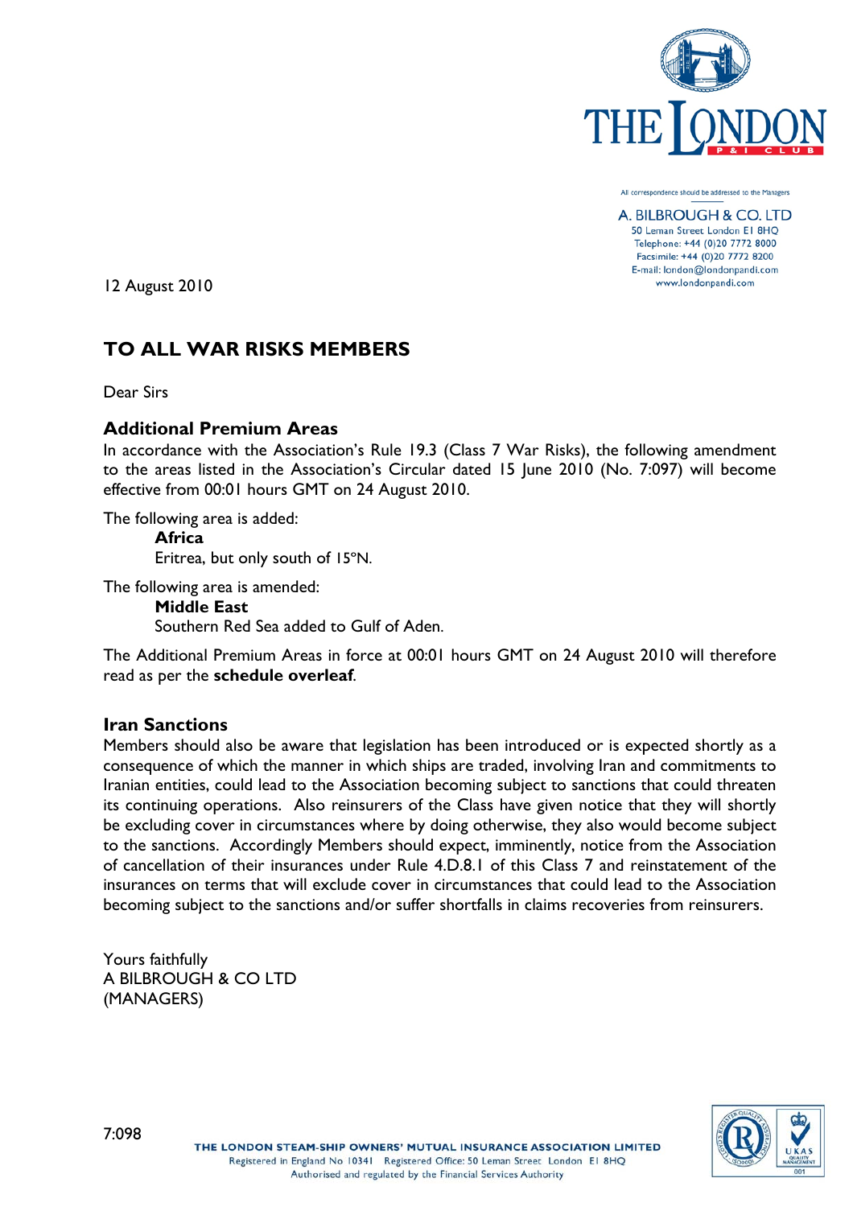All correspondence should be addressed to the Managers

A. BILBROUGH & CO. LTD
50 Leman Street London E1 8HQ
Telephone: +44 (0)20 7772 8000
Facsimile: +44 (0)20 7772 8200
E-mail: london@londonpandi.com
www.londonpandi.com

12 August 2010

## TO ALL WAR RISKS MEMBERS

Dear Sirs

### Additional Premium Areas

In accordance with the Association's Rule 19.3 (Class 7 War Risks), the following amendment to the areas listed in the Association's Circular dated 15 June 2010 (No. 7:097) will become effective from 00:01 hours GMT on 24 August 2010.

The following area is added:

> **Africa**
> Eritrea, but only south of 15°N.

The following area is amended:

> **Middle East**
> Southern Red Sea added to Gulf of Aden.

The Additional Premium Areas in force at 00:01 hours GMT on 24 August 2010 will therefore read as per the **schedule overleaf**.

### Iran Sanctions

Members should also be aware that legislation has been introduced or is expected shortly as a consequence of which the manner in which ships are traded, involving Iran and commitments to Iranian entities, could lead to the Association becoming subject to sanctions that could threaten its continuing operations. Also reinsurers of the Class have given notice that they will shortly be excluding cover in circumstances where by doing otherwise, they also would become subject to the sanctions. Accordingly Members should expect, imminently, notice from the Association of cancellation of their insurances under Rule 4.D.8.1 of this Class 7 and reinstatement of the insurances on terms that will exclude cover in circumstances that could lead to the Association becoming subject to the sanctions and/or suffer shortfalls in claims recoveries from reinsurers.

Yours faithfully
A BILBROUGH & CO LTD
(MANAGERS)

7:098

THE LONDON STEAM-SHIP OWNERS' MUTUAL INSURANCE ASSOCIATION LIMITED
Registered in England No 10341 Registered Office: 50 Leman Street London E1 8HQ
Authorised and regulated by the Financial Services Authority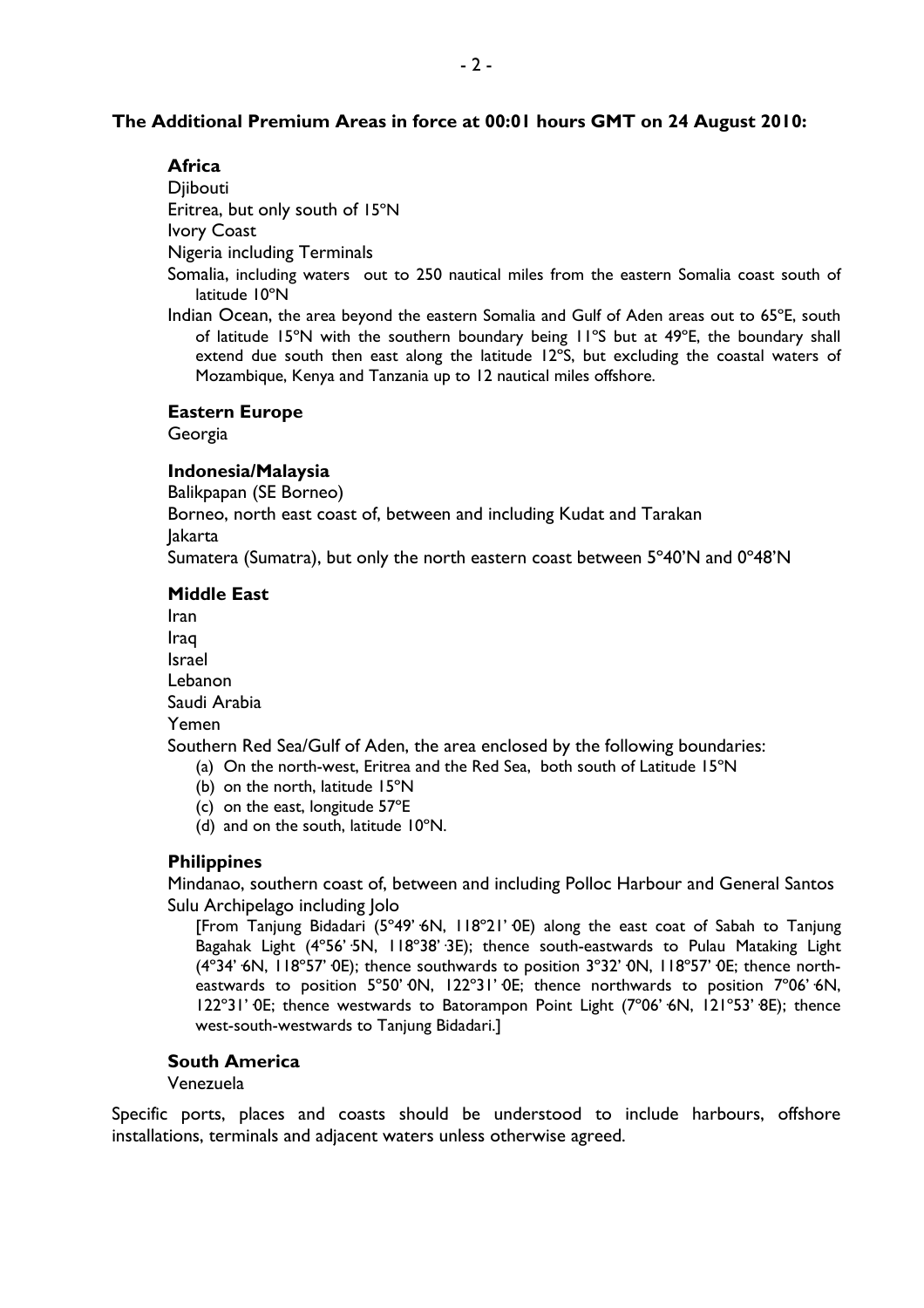**The Additional Premium Areas in force at 00:01 hours GMT on 24 August 2010:**

**Africa**

Djibouti
Eritrea, but only south of 15ºN
Ivory Coast
Nigeria including Terminals
Somalia, including waters out to 250 nautical miles from the eastern Somalia coast south of latitude 10ºN
Indian Ocean, the area beyond the eastern Somalia and Gulf of Aden areas out to 65ºE, south of latitude 15ºN with the southern boundary being 11ºS but at 49ºE, the boundary shall extend due south then east along the latitude 12ºS, but excluding the coastal waters of Mozambique, Kenya and Tanzania up to 12 nautical miles offshore.

**Eastern Europe**

Georgia

**Indonesia/Malaysia**

Balikpapan (SE Borneo)
Borneo, north east coast of, between and including Kudat and Tarakan
Jakarta
Sumatera (Sumatra), but only the north eastern coast between 5°40'N and 0°48'N

**Middle East**

Iran
Iraq
Israel
Lebanon
Saudi Arabia
Yemen
Southern Red Sea/Gulf of Aden, the area enclosed by the following boundaries:

(a) On the north-west, Eritrea and the Red Sea, both south of Latitude 15ºN
(b) on the north, latitude 15ºN
(c) on the east, longitude 57ºE
(d) and on the south, latitude 10ºN.

**Philippines**

Mindanao, southern coast of, between and including Polloc Harbour and General Santos
Sulu Archipelago including Jolo

[From Tanjung Bidadari (5º49'·6N, 118º21'·0E) along the east coat of Sabah to Tanjung Bagahak Light (4º56'·5N, 118º38'·3E); thence south-eastwards to Pulau Mataking Light (4º34'·6N, 118º57'·0E); thence southwards to position 3º32'·0N, 118º57'·0E; thence north-eastwards to position 5º50'·0N, 122º31'·0E; thence northwards to position 7º06'·6N, 122º31'·0E; thence westwards to Batorampon Point Light (7º06'·6N, 121º53'·8E); thence west-south-westwards to Tanjung Bidadari.]

**South America**

Venezuela

Specific ports, places and coasts should be understood to include harbours, offshore installations, terminals and adjacent waters unless otherwise agreed.